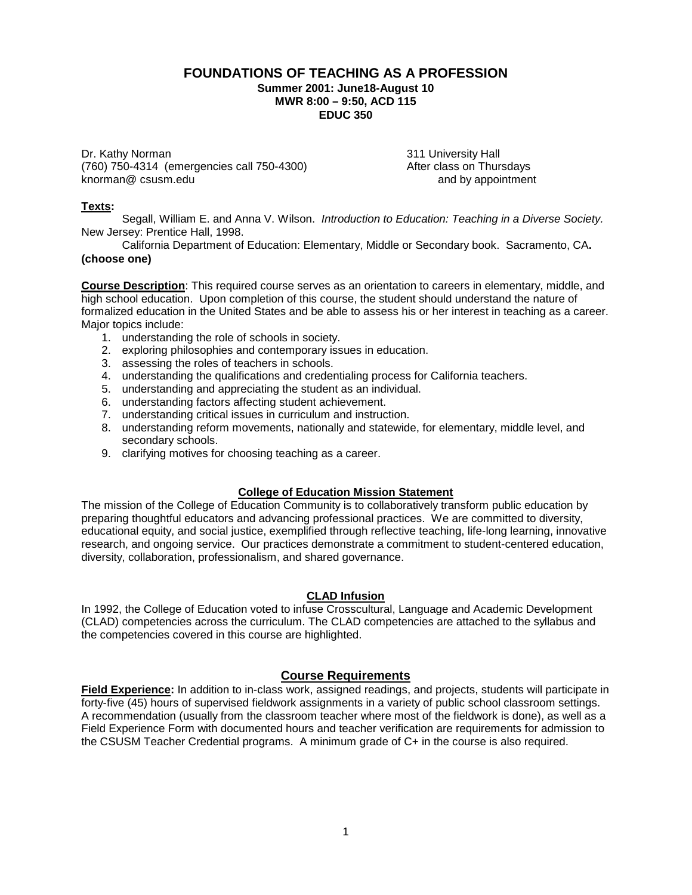# FOUNDATIONS OF TEACHING AS A PROFESSION

**Summer 2001: June18-August 10**
**MWR 8:00 – 9:50, ACD 115**
**EDUC 350**

Dr. Kathy Norman
(760) 750-4314 (emergencies call 750-4300)
knorman@ csusm.edu

311 University Hall
After class on Thursdays
and by appointment

**Texts:**

Segall, William E. and Anna V. Wilson. *Introduction to Education: Teaching in a Diverse Society.* New Jersey: Prentice Hall, 1998.

California Department of Education: Elementary, Middle or Secondary book. Sacramento, CA. **(choose one)**

**Course Description**: This required course serves as an orientation to careers in elementary, middle, and high school education. Upon completion of this course, the student should understand the nature of formalized education in the United States and be able to assess his or her interest in teaching as a career. Major topics include:

1. understanding the role of schools in society.
2. exploring philosophies and contemporary issues in education.
3. assessing the roles of teachers in schools.
4. understanding the qualifications and credentialing process for California teachers.
5. understanding and appreciating the student as an individual.
6. understanding factors affecting student achievement.
7. understanding critical issues in curriculum and instruction.
8. understanding reform movements, nationally and statewide, for elementary, middle level, and secondary schools.
9. clarifying motives for choosing teaching as a career.

## College of Education Mission Statement

The mission of the College of Education Community is to collaboratively transform public education by preparing thoughtful educators and advancing professional practices. We are committed to diversity, educational equity, and social justice, exemplified through reflective teaching, life-long learning, innovative research, and ongoing service. Our practices demonstrate a commitment to student-centered education, diversity, collaboration, professionalism, and shared governance.

## CLAD Infusion

In 1992, the College of Education voted to infuse Crosscultural, Language and Academic Development (CLAD) competencies across the curriculum. The CLAD competencies are attached to the syllabus and the competencies covered in this course are highlighted.

## Course Requirements

**Field Experience:** In addition to in-class work, assigned readings, and projects, students will participate in forty-five (45) hours of supervised fieldwork assignments in a variety of public school classroom settings. A recommendation (usually from the classroom teacher where most of the fieldwork is done), as well as a Field Experience Form with documented hours and teacher verification are requirements for admission to the CSUSM Teacher Credential programs. A minimum grade of C+ in the course is also required.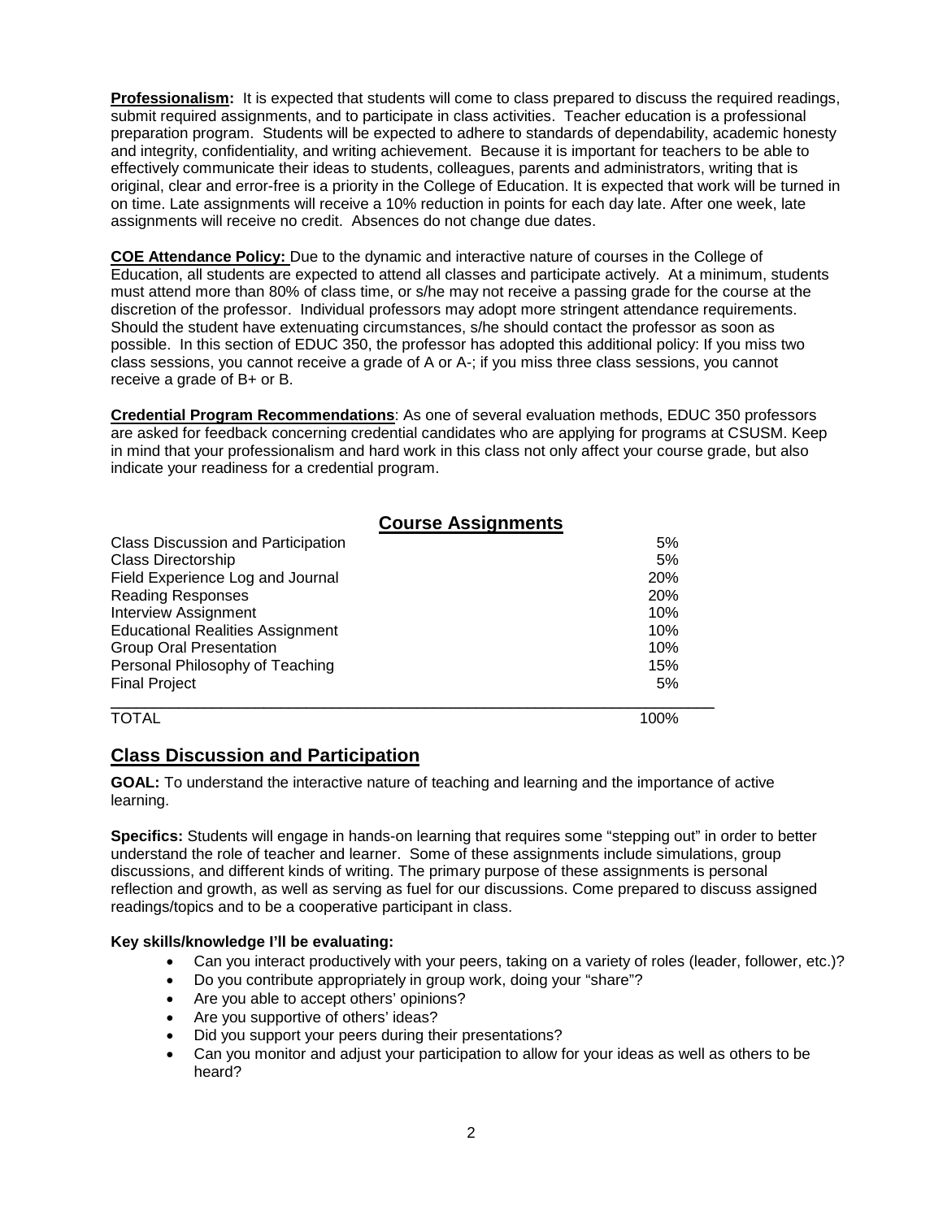**Professionalism:** It is expected that students will come to class prepared to discuss the required readings, submit required assignments, and to participate in class activities. Teacher education is a professional preparation program. Students will be expected to adhere to standards of dependability, academic honesty and integrity, confidentiality, and writing achievement. Because it is important for teachers to be able to effectively communicate their ideas to students, colleagues, parents and administrators, writing that is original, clear and error-free is a priority in the College of Education. It is expected that work will be turned in on time. Late assignments will receive a 10% reduction in points for each day late. After one week, late assignments will receive no credit. Absences do not change due dates.

**COE Attendance Policy:** Due to the dynamic and interactive nature of courses in the College of Education, all students are expected to attend all classes and participate actively. At a minimum, students must attend more than 80% of class time, or s/he may not receive a passing grade for the course at the discretion of the professor. Individual professors may adopt more stringent attendance requirements. Should the student have extenuating circumstances, s/he should contact the professor as soon as possible. In this section of EDUC 350, the professor has adopted this additional policy: If you miss two class sessions, you cannot receive a grade of A or A-; if you miss three class sessions, you cannot receive a grade of B+ or B.

**Credential Program Recommendations**: As one of several evaluation methods, EDUC 350 professors are asked for feedback concerning credential candidates who are applying for programs at CSUSM. Keep in mind that your professionalism and hard work in this class not only affect your course grade, but also indicate your readiness for a credential program.

## Course Assignments

| Assignment | Weight |
|---|---|
| Class Discussion and Participation | 5% |
| Class Directorship | 5% |
| Field Experience Log and Journal | 20% |
| Reading Responses | 20% |
| Interview Assignment | 10% |
| Educational Realities Assignment | 10% |
| Group Oral Presentation | 10% |
| Personal Philosophy of Teaching | 15% |
| Final Project | 5% |
| TOTAL | 100% |

## Class Discussion and Participation

**GOAL:** To understand the interactive nature of teaching and learning and the importance of active learning.

**Specifics:** Students will engage in hands-on learning that requires some "stepping out" in order to better understand the role of teacher and learner. Some of these assignments include simulations, group discussions, and different kinds of writing. The primary purpose of these assignments is personal reflection and growth, as well as serving as fuel for our discussions. Come prepared to discuss assigned readings/topics and to be a cooperative participant in class.

**Key skills/knowledge I'll be evaluating:**

- Can you interact productively with your peers, taking on a variety of roles (leader, follower, etc.)?
- Do you contribute appropriately in group work, doing your "share"?
- Are you able to accept others' opinions?
- Are you supportive of others' ideas?
- Did you support your peers during their presentations?
- Can you monitor and adjust your participation to allow for your ideas as well as others to be heard?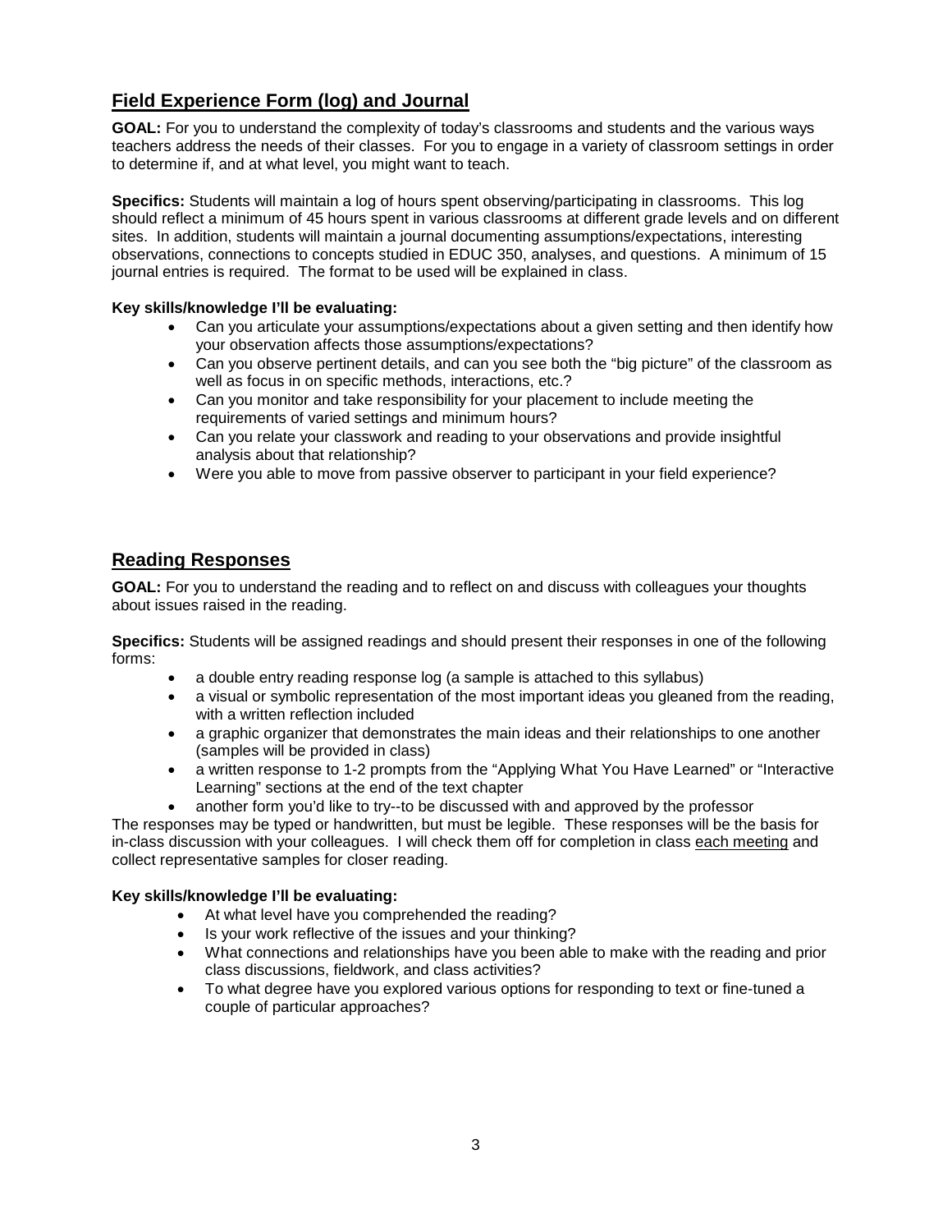## Field Experience Form (log) and Journal

**GOAL:** For you to understand the complexity of today's classrooms and students and the various ways teachers address the needs of their classes. For you to engage in a variety of classroom settings in order to determine if, and at what level, you might want to teach.

**Specifics:** Students will maintain a log of hours spent observing/participating in classrooms. This log should reflect a minimum of 45 hours spent in various classrooms at different grade levels and on different sites. In addition, students will maintain a journal documenting assumptions/expectations, interesting observations, connections to concepts studied in EDUC 350, analyses, and questions. A minimum of 15 journal entries is required. The format to be used will be explained in class.

**Key skills/knowledge I'll be evaluating:**

- Can you articulate your assumptions/expectations about a given setting and then identify how your observation affects those assumptions/expectations?
- Can you observe pertinent details, and can you see both the "big picture" of the classroom as well as focus in on specific methods, interactions, etc.?
- Can you monitor and take responsibility for your placement to include meeting the requirements of varied settings and minimum hours?
- Can you relate your classwork and reading to your observations and provide insightful analysis about that relationship?
- Were you able to move from passive observer to participant in your field experience?

## Reading Responses

**GOAL:** For you to understand the reading and to reflect on and discuss with colleagues your thoughts about issues raised in the reading.

**Specifics:** Students will be assigned readings and should present their responses in one of the following forms:

- a double entry reading response log (a sample is attached to this syllabus)
- a visual or symbolic representation of the most important ideas you gleaned from the reading, with a written reflection included
- a graphic organizer that demonstrates the main ideas and their relationships to one another (samples will be provided in class)
- a written response to 1-2 prompts from the "Applying What You Have Learned" or "Interactive Learning" sections at the end of the text chapter
- another form you'd like to try--to be discussed with and approved by the professor

The responses may be typed or handwritten, but must be legible. These responses will be the basis for in-class discussion with your colleagues. I will check them off for completion in class <u>each meeting</u> and collect representative samples for closer reading.

**Key skills/knowledge I'll be evaluating:**

- At what level have you comprehended the reading?
- Is your work reflective of the issues and your thinking?
- What connections and relationships have you been able to make with the reading and prior class discussions, fieldwork, and class activities?
- To what degree have you explored various options for responding to text or fine-tuned a couple of particular approaches?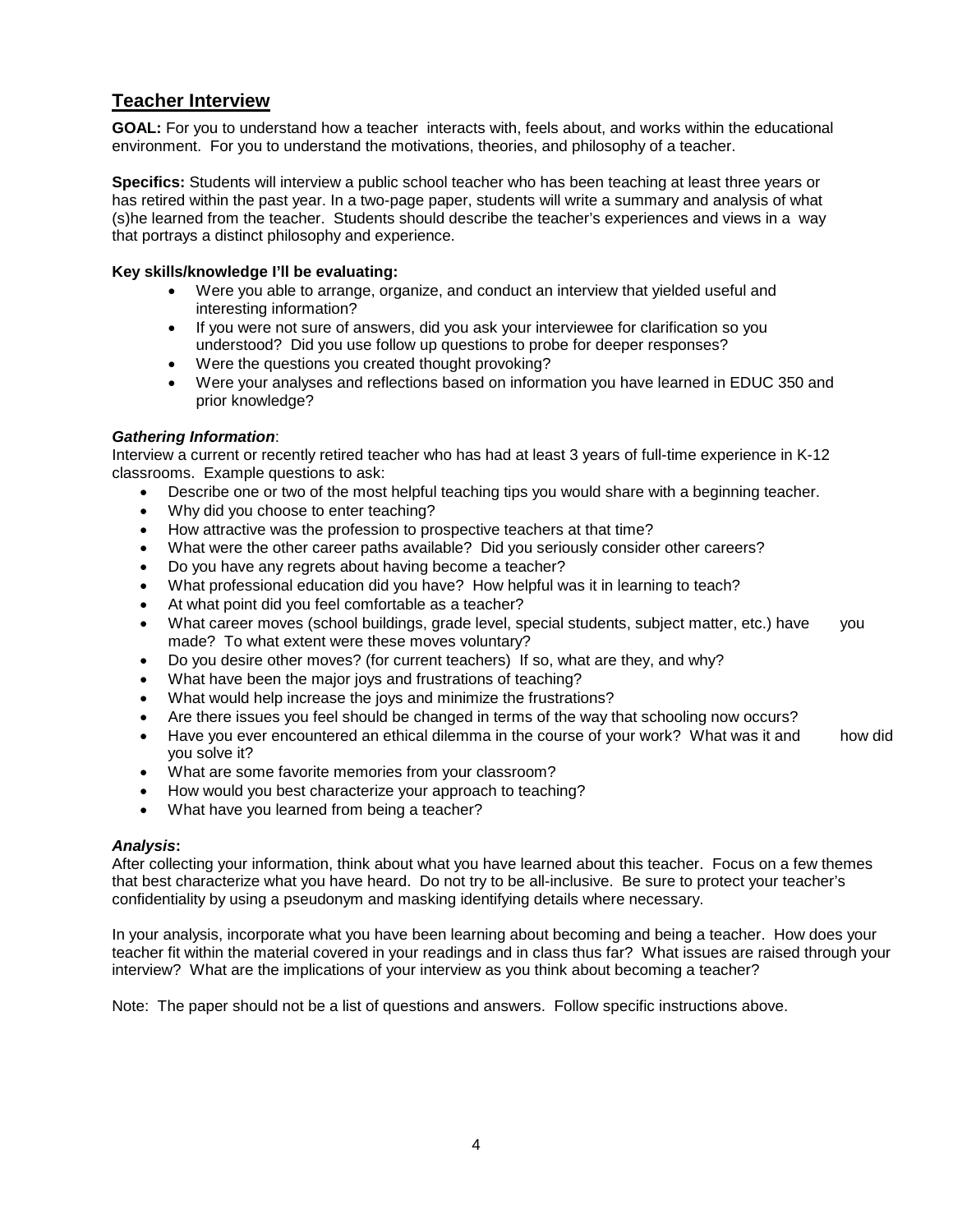## Teacher Interview

**GOAL:** For you to understand how a teacher interacts with, feels about, and works within the educational environment. For you to understand the motivations, theories, and philosophy of a teacher.

**Specifics:** Students will interview a public school teacher who has been teaching at least three years or has retired within the past year. In a two-page paper, students will write a summary and analysis of what (s)he learned from the teacher. Students should describe the teacher's experiences and views in a way that portrays a distinct philosophy and experience.

**Key skills/knowledge I'll be evaluating:**

- Were you able to arrange, organize, and conduct an interview that yielded useful and interesting information?
- If you were not sure of answers, did you ask your interviewee for clarification so you understood? Did you use follow up questions to probe for deeper responses?
- Were the questions you created thought provoking?
- Were your analyses and reflections based on information you have learned in EDUC 350 and prior knowledge?

***Gathering Information***:

Interview a current or recently retired teacher who has had at least 3 years of full-time experience in K-12 classrooms. Example questions to ask:

- Describe one or two of the most helpful teaching tips you would share with a beginning teacher.
- Why did you choose to enter teaching?
- How attractive was the profession to prospective teachers at that time?
- What were the other career paths available? Did you seriously consider other careers?
- Do you have any regrets about having become a teacher?
- What professional education did you have? How helpful was it in learning to teach?
- At what point did you feel comfortable as a teacher?
- What career moves (school buildings, grade level, special students, subject matter, etc.) have you made? To what extent were these moves voluntary?
- Do you desire other moves? (for current teachers) If so, what are they, and why?
- What have been the major joys and frustrations of teaching?
- What would help increase the joys and minimize the frustrations?
- Are there issues you feel should be changed in terms of the way that schooling now occurs?
- Have you ever encountered an ethical dilemma in the course of your work? What was it and how did you solve it?
- What are some favorite memories from your classroom?
- How would you best characterize your approach to teaching?
- What have you learned from being a teacher?

***Analysis*:**

After collecting your information, think about what you have learned about this teacher. Focus on a few themes that best characterize what you have heard. Do not try to be all-inclusive. Be sure to protect your teacher's confidentiality by using a pseudonym and masking identifying details where necessary.

In your analysis, incorporate what you have been learning about becoming and being a teacher. How does your teacher fit within the material covered in your readings and in class thus far? What issues are raised through your interview? What are the implications of your interview as you think about becoming a teacher?

Note: The paper should not be a list of questions and answers. Follow specific instructions above.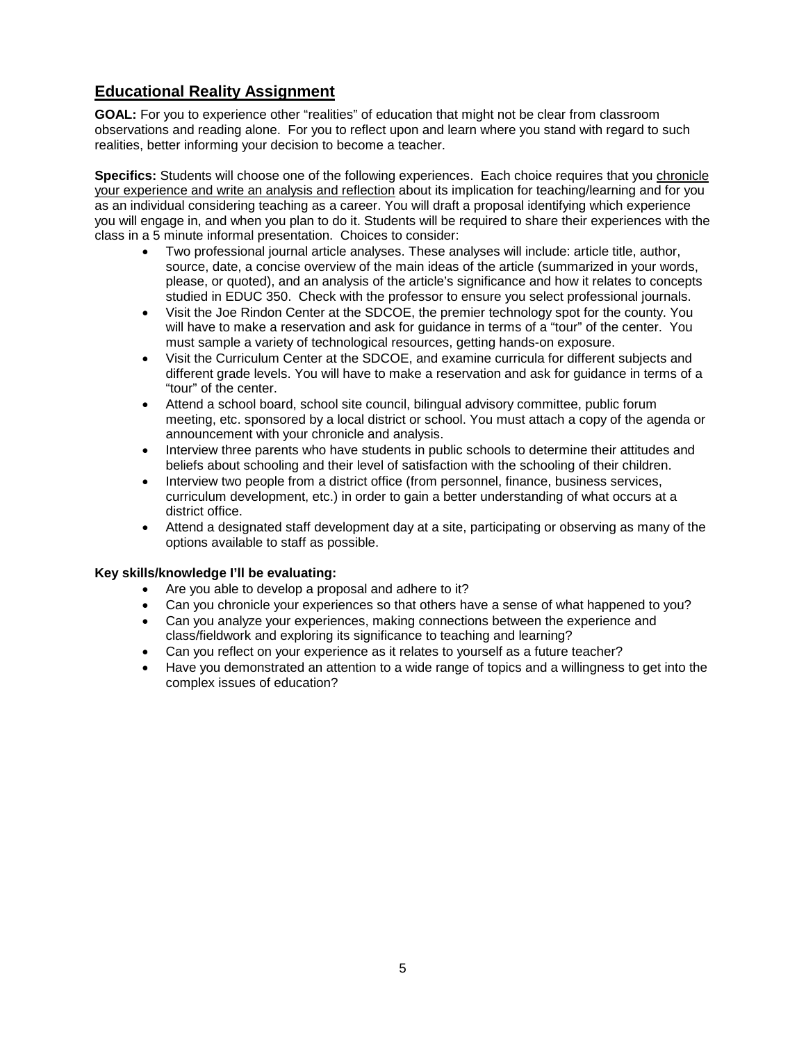## Educational Reality Assignment

**GOAL:** For you to experience other "realities" of education that might not be clear from classroom observations and reading alone. For you to reflect upon and learn where you stand with regard to such realities, better informing your decision to become a teacher.

**Specifics:** Students will choose one of the following experiences. Each choice requires that you chronicle your experience and write an analysis and reflection about its implication for teaching/learning and for you as an individual considering teaching as a career. You will draft a proposal identifying which experience you will engage in, and when you plan to do it. Students will be required to share their experiences with the class in a 5 minute informal presentation. Choices to consider:

- Two professional journal article analyses. These analyses will include: article title, author, source, date, a concise overview of the main ideas of the article (summarized in your words, please, or quoted), and an analysis of the article's significance and how it relates to concepts studied in EDUC 350. Check with the professor to ensure you select professional journals.
- Visit the Joe Rindon Center at the SDCOE, the premier technology spot for the county. You will have to make a reservation and ask for guidance in terms of a "tour" of the center. You must sample a variety of technological resources, getting hands-on exposure.
- Visit the Curriculum Center at the SDCOE, and examine curricula for different subjects and different grade levels. You will have to make a reservation and ask for guidance in terms of a "tour" of the center.
- Attend a school board, school site council, bilingual advisory committee, public forum meeting, etc. sponsored by a local district or school. You must attach a copy of the agenda or announcement with your chronicle and analysis.
- Interview three parents who have students in public schools to determine their attitudes and beliefs about schooling and their level of satisfaction with the schooling of their children.
- Interview two people from a district office (from personnel, finance, business services, curriculum development, etc.) in order to gain a better understanding of what occurs at a district office.
- Attend a designated staff development day at a site, participating or observing as many of the options available to staff as possible.

**Key skills/knowledge I'll be evaluating:**

- Are you able to develop a proposal and adhere to it?
- Can you chronicle your experiences so that others have a sense of what happened to you?
- Can you analyze your experiences, making connections between the experience and class/fieldwork and exploring its significance to teaching and learning?
- Can you reflect on your experience as it relates to yourself as a future teacher?
- Have you demonstrated an attention to a wide range of topics and a willingness to get into the complex issues of education?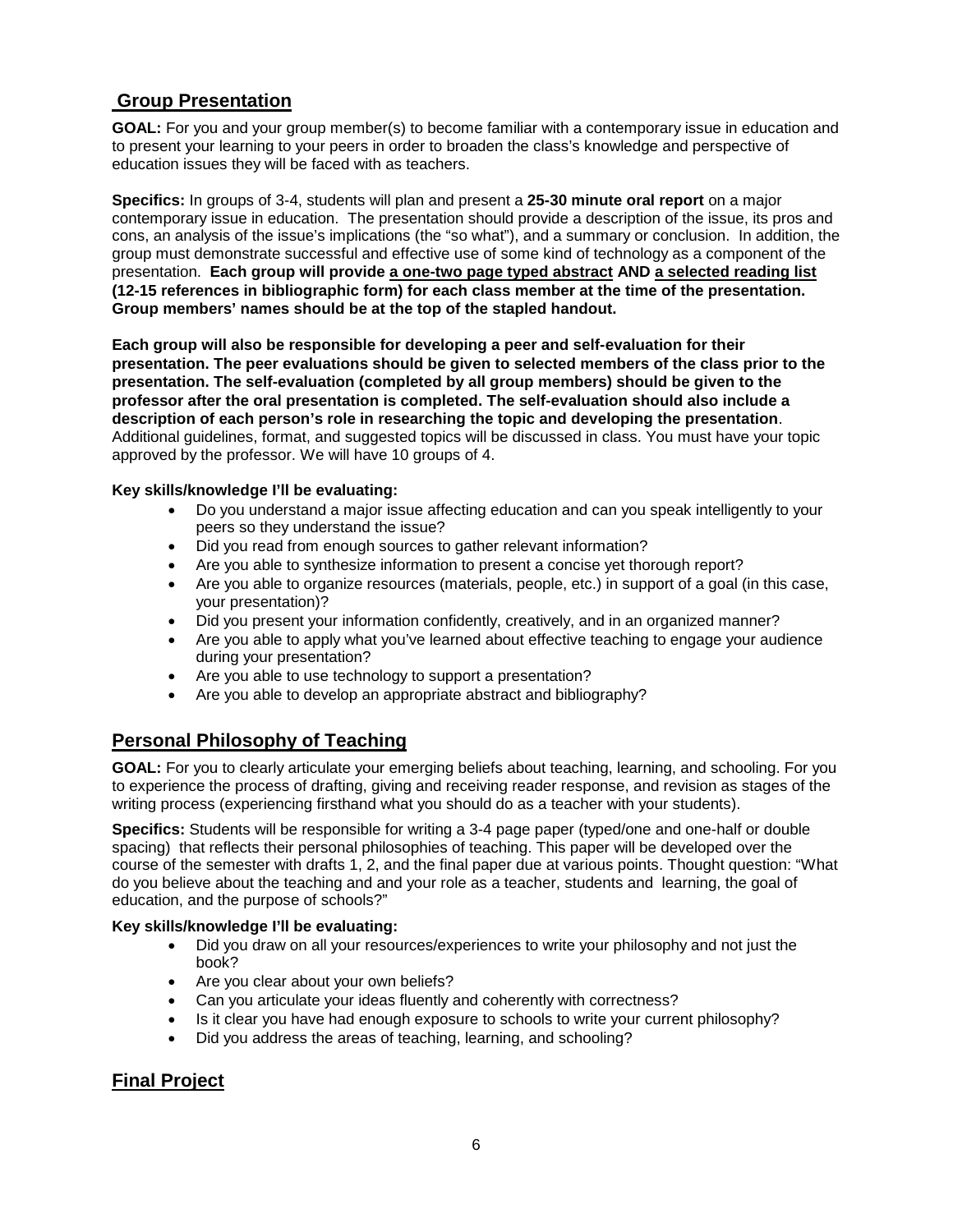## Group Presentation

**GOAL:** For you and your group member(s) to become familiar with a contemporary issue in education and to present your learning to your peers in order to broaden the class's knowledge and perspective of education issues they will be faced with as teachers.

**Specifics:** In groups of 3-4, students will plan and present a **25-30 minute oral report** on a major contemporary issue in education. The presentation should provide a description of the issue, its pros and cons, an analysis of the issue's implications (the "so what"), and a summary or conclusion. In addition, the group must demonstrate successful and effective use of some kind of technology as a component of the presentation. **Each group will provide <u>a one-two page typed abstract</u> AND <u>a selected reading list</u> (12-15 references in bibliographic form) for each class member at the time of the presentation. Group members' names should be at the top of the stapled handout.**

**Each group will also be responsible for developing a peer and self-evaluation for their presentation. The peer evaluations should be given to selected members of the class prior to the presentation. The self-evaluation (completed by all group members) should be given to the professor after the oral presentation is completed. The self-evaluation should also include a description of each person's role in researching the topic and developing the presentation**. Additional guidelines, format, and suggested topics will be discussed in class. You must have your topic approved by the professor. We will have 10 groups of 4.

**Key skills/knowledge I'll be evaluating:**

- Do you understand a major issue affecting education and can you speak intelligently to your peers so they understand the issue?
- Did you read from enough sources to gather relevant information?
- Are you able to synthesize information to present a concise yet thorough report?
- Are you able to organize resources (materials, people, etc.) in support of a goal (in this case, your presentation)?
- Did you present your information confidently, creatively, and in an organized manner?
- Are you able to apply what you've learned about effective teaching to engage your audience during your presentation?
- Are you able to use technology to support a presentation?
- Are you able to develop an appropriate abstract and bibliography?

## Personal Philosophy of Teaching

**GOAL:** For you to clearly articulate your emerging beliefs about teaching, learning, and schooling. For you to experience the process of drafting, giving and receiving reader response, and revision as stages of the writing process (experiencing firsthand what you should do as a teacher with your students).

**Specifics:** Students will be responsible for writing a 3-4 page paper (typed/one and one-half or double spacing) that reflects their personal philosophies of teaching. This paper will be developed over the course of the semester with drafts 1, 2, and the final paper due at various points. Thought question: "What do you believe about the teaching and and your role as a teacher, students and learning, the goal of education, and the purpose of schools?"

**Key skills/knowledge I'll be evaluating:**

- Did you draw on all your resources/experiences to write your philosophy and not just the book?
- Are you clear about your own beliefs?
- Can you articulate your ideas fluently and coherently with correctness?
- Is it clear you have had enough exposure to schools to write your current philosophy?
- Did you address the areas of teaching, learning, and schooling?

## Final Project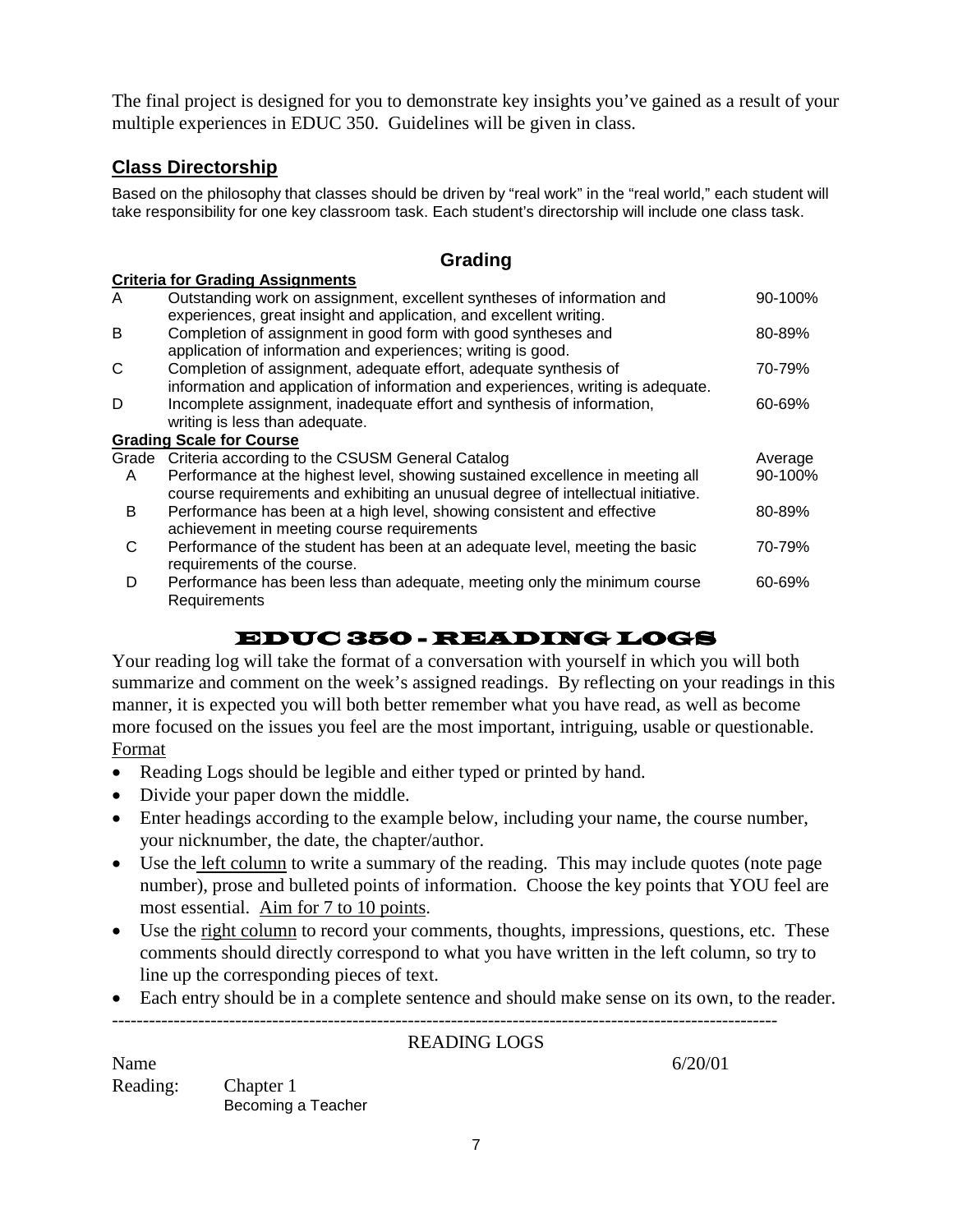The final project is designed for you to demonstrate key insights you've gained as a result of your multiple experiences in EDUC 350. Guidelines will be given in class.

## Class Directorship

Based on the philosophy that classes should be driven by "real work" in the "real world," each student will take responsibility for one key classroom task. Each student's directorship will include one class task.

## Grading

**Criteria for Grading Assignments**

| | | |
|---|---|---|
| A | Outstanding work on assignment, excellent syntheses of information and experiences, great insight and application, and excellent writing. | 90-100% |
| B | Completion of assignment in good form with good syntheses and application of information and experiences; writing is good. | 80-89% |
| C | Completion of assignment, adequate effort, adequate synthesis of information and application of information and experiences, writing is adequate. | 70-79% |
| D | Incomplete assignment, inadequate effort and synthesis of information, writing is less than adequate. | 60-69% |

**Grading Scale for Course**

| Grade | Criteria according to the CSUSM General Catalog | Average |
|---|---|---|
| A | Performance at the highest level, showing sustained excellence in meeting all course requirements and exhibiting an unusual degree of intellectual initiative. | 90-100% |
| B | Performance has been at a high level, showing consistent and effective achievement in meeting course requirements | 80-89% |
| C | Performance of the student has been at an adequate level, meeting the basic requirements of the course. | 70-79% |
| D | Performance has been less than adequate, meeting only the minimum course Requirements | 60-69% |

## EDUC 350 - READING LOGS

Your reading log will take the format of a conversation with yourself in which you will both summarize and comment on the week's assigned readings. By reflecting on your readings in this manner, it is expected you will both better remember what you have read, as well as become more focused on the issues you feel are the most important, intriguing, usable or questionable.

Format

- Reading Logs should be legible and either typed or printed by hand.
- Divide your paper down the middle.
- Enter headings according to the example below, including your name, the course number, your nicknumber, the date, the chapter/author.
- Use the left column to write a summary of the reading. This may include quotes (note page number), prose and bulleted points of information. Choose the key points that YOU feel are most essential. Aim for 7 to 10 points.
- Use the right column to record your comments, thoughts, impressions, questions, etc. These comments should directly correspond to what you have written in the left column, so try to line up the corresponding pieces of text.
- Each entry should be in a complete sentence and should make sense on its own, to the reader.

---

READING LOGS

Name 6/20/01

Reading: Chapter 1
Becoming a Teacher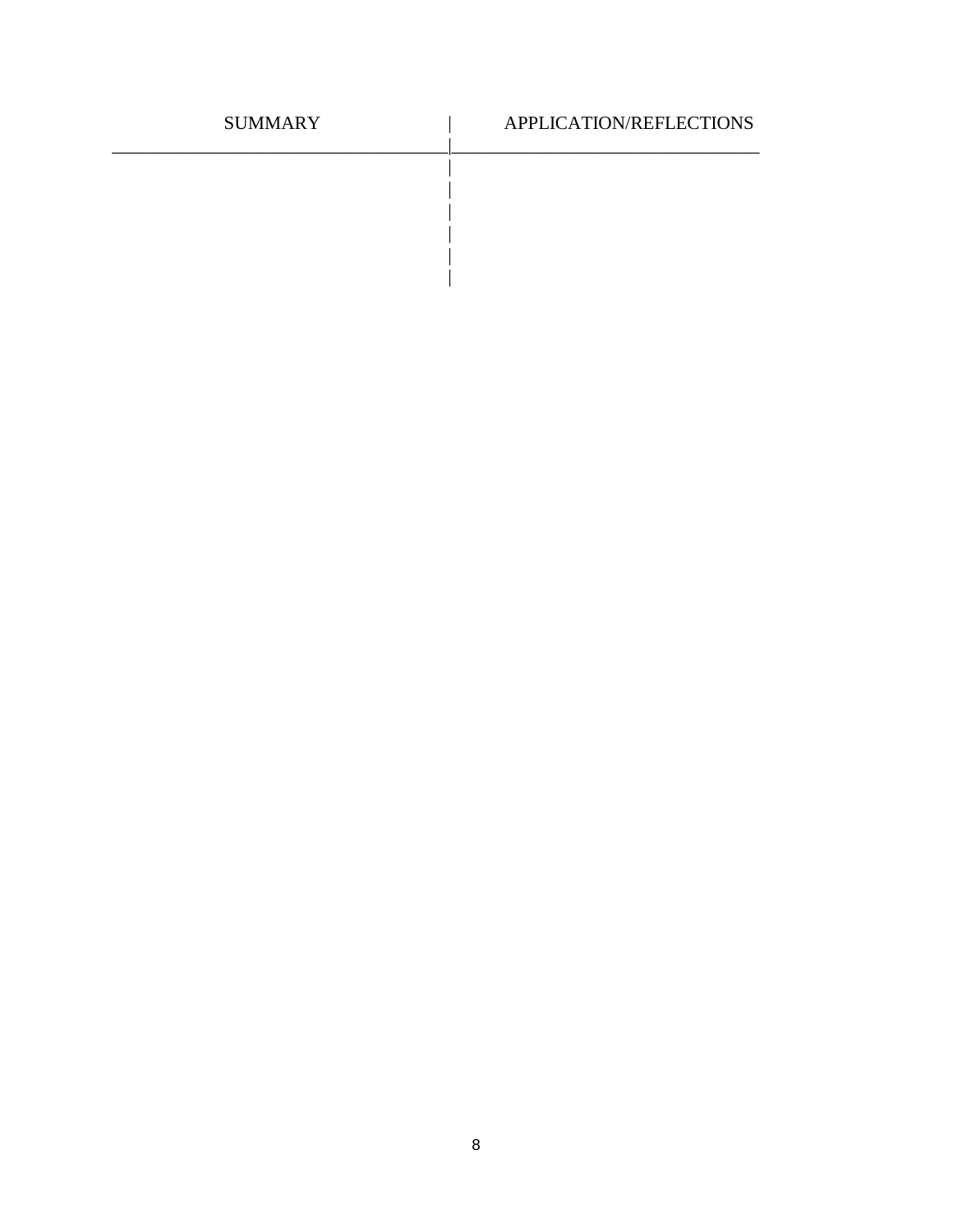| SUMMARY | APPLICATION/REFLECTIONS |
| --- | --- |
| | |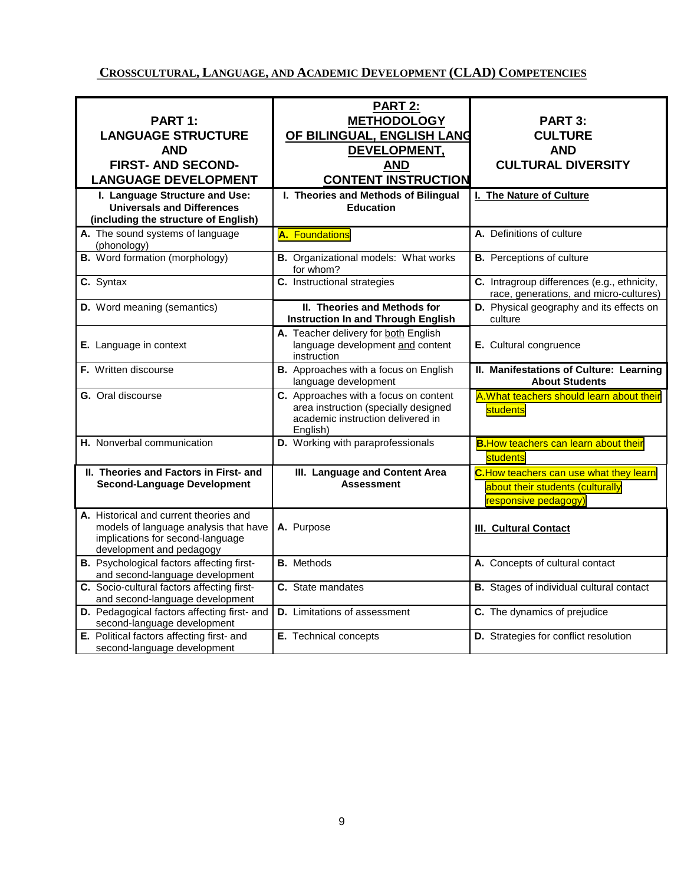## CROSSCULTURAL, LANGUAGE, AND ACADEMIC DEVELOPMENT (CLAD) COMPETENCIES

| PART 1: LANGUAGE STRUCTURE AND FIRST- AND SECOND-LANGUAGE DEVELOPMENT | PART 2: METHODOLOGY OF BILINGUAL, ENGLISH LANG DEVELOPMENT, AND CONTENT INSTRUCTION | PART 3: CULTURE AND CULTURAL DIVERSITY |
|---|---|---|
| **I. Language Structure and Use: Universals and Differences (including the structure of English)** | **I. Theories and Methods of Bilingual Education** | **I. The Nature of Culture** |
| **A.** The sound systems of language (phonology) | **A.** Foundations | **A.** Definitions of culture |
| **B.** Word formation (morphology) | **B.** Organizational models: What works for whom? | **B.** Perceptions of culture |
| **C.** Syntax | **C.** Instructional strategies | **C.** Intragroup differences (e.g., ethnicity, race, generations, and micro-cultures) |
| **D.** Word meaning (semantics) | **II. Theories and Methods for Instruction In and Through English** | **D.** Physical geography and its effects on culture |
| **E.** Language in context | **A.** Teacher delivery for both English language development and content instruction | **E.** Cultural congruence |
| **F.** Written discourse | **B.** Approaches with a focus on English language development | **II. Manifestations of Culture: Learning About Students** |
| **G.** Oral discourse | **C.** Approaches with a focus on content area instruction (specially designed academic instruction delivered in English) | **A.** What teachers should learn about their students |
| **H.** Nonverbal communication | **D.** Working with paraprofessionals | **B.** How teachers can learn about their students |
| **II. Theories and Factors in First- and Second-Language Development** | **III. Language and Content Area Assessment** | **C.** How teachers can use what they learn about their students (culturally responsive pedagogy) |
| **A.** Historical and current theories and models of language analysis that have implications for second-language development and pedagogy | **A.** Purpose | **III. Cultural Contact** |
| **B.** Psychological factors affecting first- and second-language development | **B.** Methods | **A.** Concepts of cultural contact |
| **C.** Socio-cultural factors affecting first- and second-language development | **C.** State mandates | **B.** Stages of individual cultural contact |
| **D.** Pedagogical factors affecting first- and second-language development | **D.** Limitations of assessment | **C.** The dynamics of prejudice |
| **E.** Political factors affecting first- and second-language development | **E.** Technical concepts | **D.** Strategies for conflict resolution |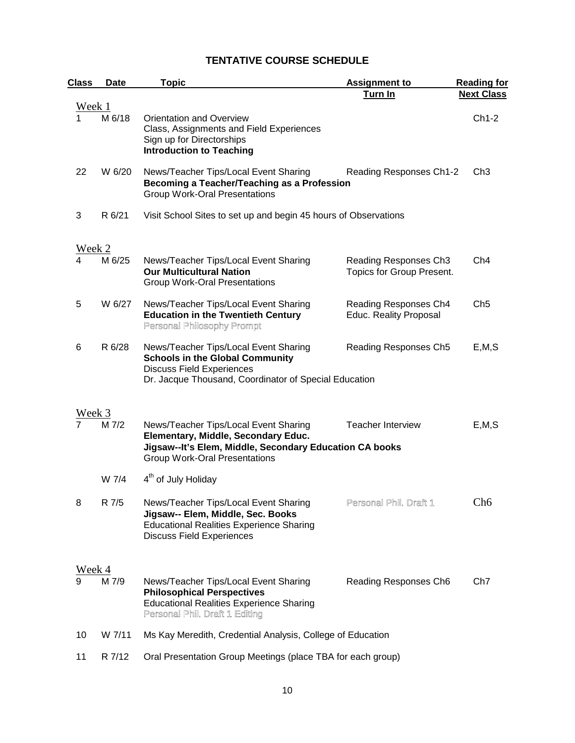# TENTATIVE COURSE SCHEDULE

| Class | Date | Topic | Assignment to Turn In | Reading for Next Class |
|---|---|---|---|---|
| Week 1 | | | | |
| 1 | M 6/18 | Orientation and Overview<br>Class, Assignments and Field Experiences<br>Sign up for Directorships<br>**Introduction to Teaching** | | Ch1-2 |
| 22 | W 6/20 | News/Teacher Tips/Local Event Sharing<br>**Becoming a Teacher/Teaching as a Profession**<br>Group Work-Oral Presentations | Reading Responses Ch1-2 | Ch3 |
| 3 | R 6/21 | Visit School Sites to set up and begin 45 hours of Observations | | |
| Week 2 | | | | |
| 4 | M 6/25 | News/Teacher Tips/Local Event Sharing<br>**Our Multicultural Nation**<br>Group Work-Oral Presentations | Reading Responses Ch3<br>Topics for Group Present. | Ch4 |
| 5 | W 6/27 | News/Teacher Tips/Local Event Sharing<br>**Education in the Twentieth Century**<br>Personal Philosophy Prompt | Reading Responses Ch4<br>Educ. Reality Proposal | Ch5 |
| 6 | R 6/28 | News/Teacher Tips/Local Event Sharing<br>**Schools in the Global Community**<br>Discuss Field Experiences<br>Dr. Jacque Thousand, Coordinator of Special Education | Reading Responses Ch5 | E,M,S |
| Week 3 | | | | |
| 7 | M 7/2 | News/Teacher Tips/Local Event Sharing<br>**Elementary, Middle, Secondary Educ.**<br>**Jigsaw--It's Elem, Middle, Secondary Education CA books**<br>Group Work-Oral Presentations | Teacher Interview | E,M,S |
| | W 7/4 | 4th of July Holiday | | |
| 8 | R 7/5 | News/Teacher Tips/Local Event Sharing<br>**Jigsaw-- Elem, Middle, Sec. Books**<br>Educational Realities Experience Sharing<br>Discuss Field Experiences | Personal Phil. Draft 1 | Ch6 |
| Week 4 | | | | |
| 9 | M 7/9 | News/Teacher Tips/Local Event Sharing<br>**Philosophical Perspectives**<br>Educational Realities Experience Sharing<br>Personal Phil. Draft 1 Editing | Reading Responses Ch6 | Ch7 |
| 10 | W 7/11 | Ms Kay Meredith, Credential Analysis, College of Education | | |
| 11 | R 7/12 | Oral Presentation Group Meetings (place TBA for each group) | | |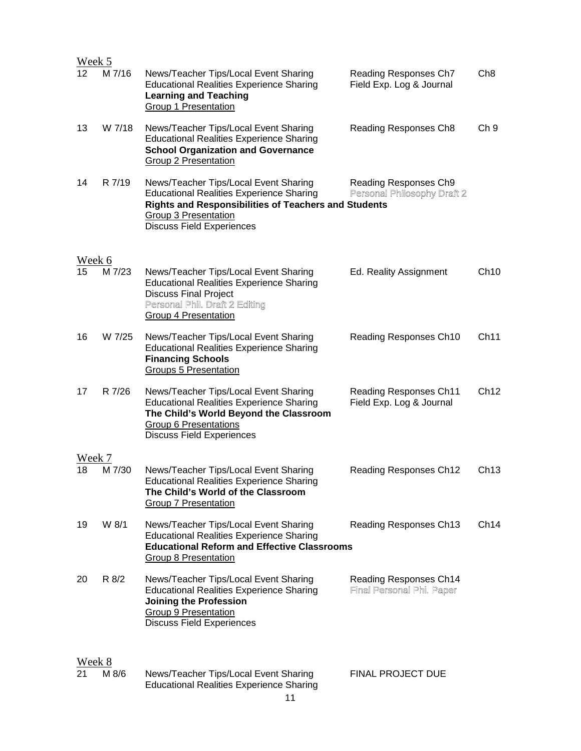Week 5

| # | Date | Topics | Due | Reading |
|---|---|---|---|---|
| 12 | M 7/16 | News/Teacher Tips/Local Event Sharing<br>Educational Realities Experience Sharing<br>**Learning and Teaching**<br>Group 1 Presentation | Reading Responses Ch7<br>Field Exp. Log & Journal | Ch8 |
| 13 | W 7/18 | News/Teacher Tips/Local Event Sharing<br>Educational Realities Experience Sharing<br>**School Organization and Governance**<br>Group 2 Presentation | Reading Responses Ch8 | Ch 9 |
| 14 | R 7/19 | News/Teacher Tips/Local Event Sharing<br>Educational Realities Experience Sharing<br>**Rights and Responsibilities of Teachers and Students**<br>Group 3 Presentation<br>Discuss Field Experiences | Reading Responses Ch9<br>Personal Philosophy Draft 2 | |

Week 6

| # | Date | Topics | Due | Reading |
|---|---|---|---|---|
| 15 | M 7/23 | News/Teacher Tips/Local Event Sharing<br>Educational Realities Experience Sharing<br>Discuss Final Project<br>Personal Phil. Draft 2 Editing<br>Group 4 Presentation | Ed. Reality Assignment | Ch10 |
| 16 | W 7/25 | News/Teacher Tips/Local Event Sharing<br>Educational Realities Experience Sharing<br>**Financing Schools**<br>Groups 5 Presentation | Reading Responses Ch10 | Ch11 |
| 17 | R 7/26 | News/Teacher Tips/Local Event Sharing<br>Educational Realities Experience Sharing<br>**The Child's World Beyond the Classroom**<br>Group 6 Presentations<br>Discuss Field Experiences | Reading Responses Ch11<br>Field Exp. Log & Journal | Ch12 |

Week 7

| # | Date | Topics | Due | Reading |
|---|---|---|---|---|
| 18 | M 7/30 | News/Teacher Tips/Local Event Sharing<br>Educational Realities Experience Sharing<br>**The Child's World of the Classroom**<br>Group 7 Presentation | Reading Responses Ch12 | Ch13 |
| 19 | W 8/1 | News/Teacher Tips/Local Event Sharing<br>Educational Realities Experience Sharing<br>**Educational Reform and Effective Classrooms**<br>Group 8 Presentation | Reading Responses Ch13 | Ch14 |
| 20 | R 8/2 | News/Teacher Tips/Local Event Sharing<br>Educational Realities Experience Sharing<br>**Joining the Profession**<br>Group 9 Presentation<br>Discuss Field Experiences | Reading Responses Ch14<br>Final Personal Phi. Paper | |

Week 8

| # | Date | Topics | Due | Reading |
|---|---|---|---|---|
| 21 | M 8/6 | News/Teacher Tips/Local Event Sharing<br>Educational Realities Experience Sharing | FINAL PROJECT DUE | |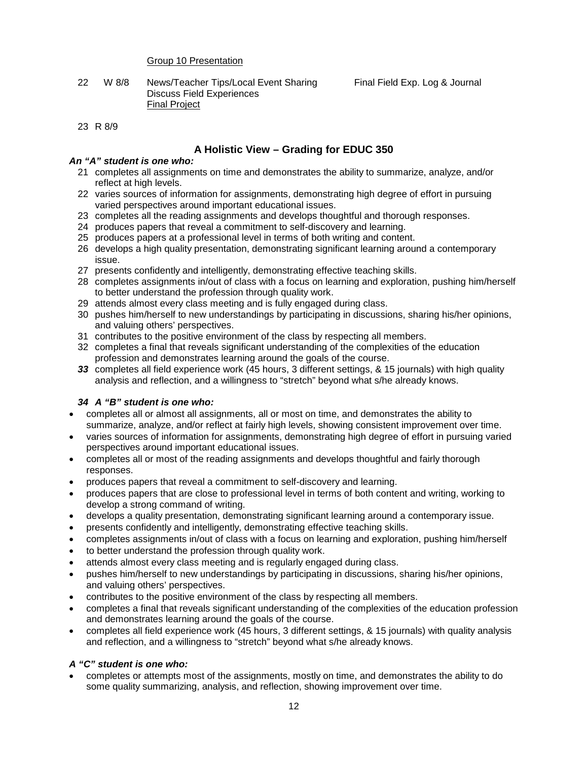Group 10 Presentation

| | | | |
|---|---|---|---|
| 22 | W 8/8 | News/Teacher Tips/Local Event Sharing<br>Discuss Field Experiences<br>Final Project | Final Field Exp. Log & Journal |
| 23 | R 8/9 | | |

## A Holistic View – Grading for EDUC 350

***An "A" student is one who:***

21 completes all assignments on time and demonstrates the ability to summarize, analyze, and/or reflect at high levels.
22 varies sources of information for assignments, demonstrating high degree of effort in pursuing varied perspectives around important educational issues.
23 completes all the reading assignments and develops thoughtful and thorough responses.
24 produces papers that reveal a commitment to self-discovery and learning.
25 produces papers at a professional level in terms of both writing and content.
26 develops a high quality presentation, demonstrating significant learning around a contemporary issue.
27 presents confidently and intelligently, demonstrating effective teaching skills.
28 completes assignments in/out of class with a focus on learning and exploration, pushing him/herself to better understand the profession through quality work.
29 attends almost every class meeting and is fully engaged during class.
30 pushes him/herself to new understandings by participating in discussions, sharing his/her opinions, and valuing others' perspectives.
31 contributes to the positive environment of the class by respecting all members.
32 completes a final that reveals significant understanding of the complexities of the education profession and demonstrates learning around the goals of the course.
***33*** completes all field experience work (45 hours, 3 different settings, & 15 journals) with high quality analysis and reflection, and a willingness to "stretch" beyond what s/he already knows.

***34 A "B" student is one who:***

- completes all or almost all assignments, all or most on time, and demonstrates the ability to summarize, analyze, and/or reflect at fairly high levels, showing consistent improvement over time.
- varies sources of information for assignments, demonstrating high degree of effort in pursuing varied perspectives around important educational issues.
- completes all or most of the reading assignments and develops thoughtful and fairly thorough responses.
- produces papers that reveal a commitment to self-discovery and learning.
- produces papers that are close to professional level in terms of both content and writing, working to develop a strong command of writing.
- develops a quality presentation, demonstrating significant learning around a contemporary issue.
- presents confidently and intelligently, demonstrating effective teaching skills.
- completes assignments in/out of class with a focus on learning and exploration, pushing him/herself
- to better understand the profession through quality work.
- attends almost every class meeting and is regularly engaged during class.
- pushes him/herself to new understandings by participating in discussions, sharing his/her opinions, and valuing others' perspectives.
- contributes to the positive environment of the class by respecting all members.
- completes a final that reveals significant understanding of the complexities of the education profession and demonstrates learning around the goals of the course.
- completes all field experience work (45 hours, 3 different settings, & 15 journals) with quality analysis and reflection, and a willingness to "stretch" beyond what s/he already knows.

***A "C" student is one who:***

- completes or attempts most of the assignments, mostly on time, and demonstrates the ability to do some quality summarizing, analysis, and reflection, showing improvement over time.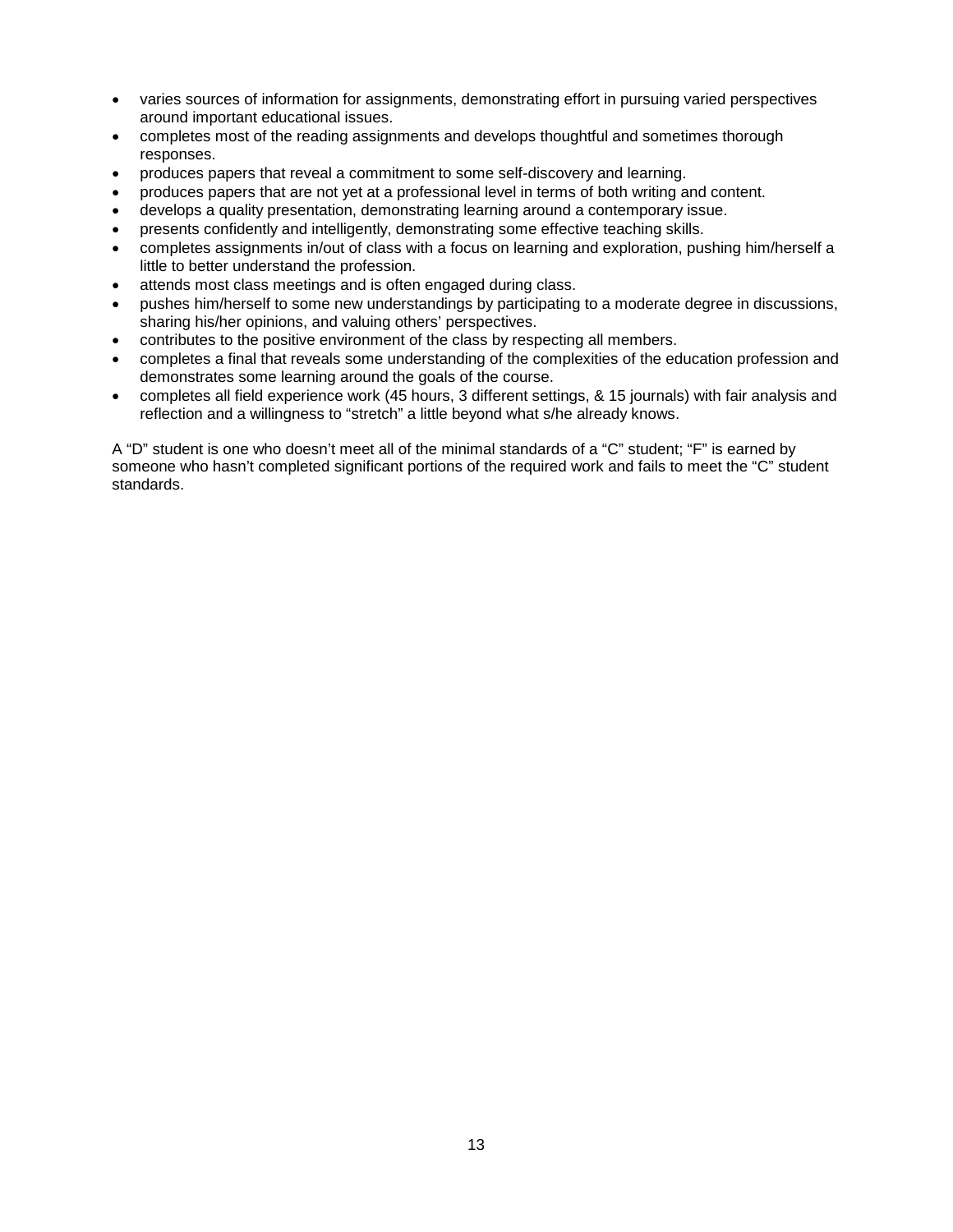- varies sources of information for assignments, demonstrating effort in pursuing varied perspectives around important educational issues.
- completes most of the reading assignments and develops thoughtful and sometimes thorough responses.
- produces papers that reveal a commitment to some self-discovery and learning.
- produces papers that are not yet at a professional level in terms of both writing and content.
- develops a quality presentation, demonstrating learning around a contemporary issue.
- presents confidently and intelligently, demonstrating some effective teaching skills.
- completes assignments in/out of class with a focus on learning and exploration, pushing him/herself a little to better understand the profession.
- attends most class meetings and is often engaged during class.
- pushes him/herself to some new understandings by participating to a moderate degree in discussions, sharing his/her opinions, and valuing others' perspectives.
- contributes to the positive environment of the class by respecting all members.
- completes a final that reveals some understanding of the complexities of the education profession and demonstrates some learning around the goals of the course.
- completes all field experience work (45 hours, 3 different settings, & 15 journals) with fair analysis and reflection and a willingness to "stretch" a little beyond what s/he already knows.

A "D" student is one who doesn't meet all of the minimal standards of a "C" student; "F" is earned by someone who hasn't completed significant portions of the required work and fails to meet the "C" student standards.